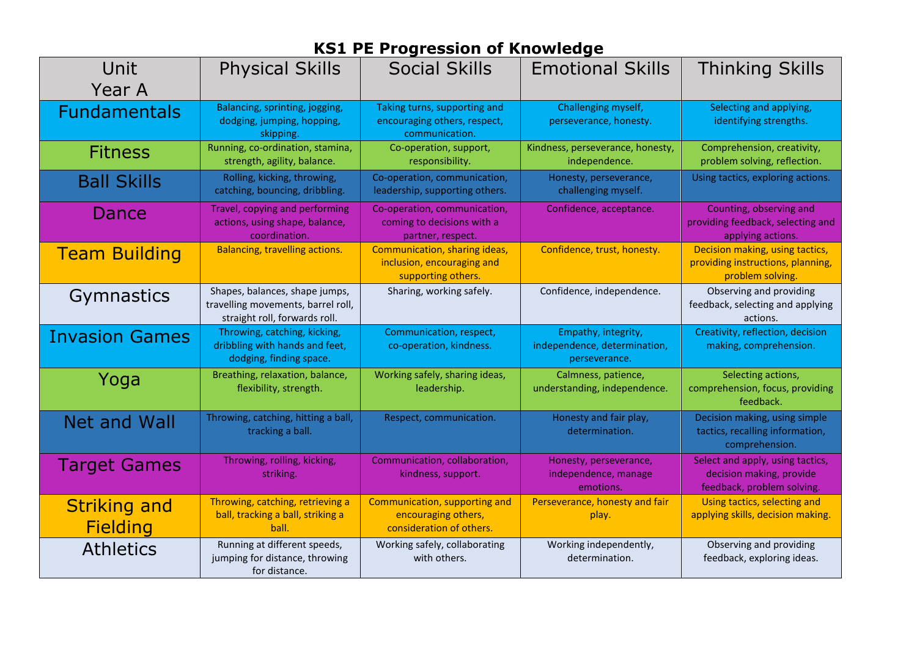# KS1 PE Progression of Knowledge

| Unit Year A | Physical Skills | Social Skills | Emotional Skills | Thinking Skills |
|---|---|---|---|---|
| Fundamentals | Balancing, sprinting, jogging, dodging, jumping, hopping, skipping. | Taking turns, supporting and encouraging others, respect, communication. | Challenging myself, perseverance, honesty. | Selecting and applying, identifying strengths. |
| Fitness | Running, co-ordination, stamina, strength, agility, balance. | Co-operation, support, responsibility. | Kindness, perseverance, honesty, independence. | Comprehension, creativity, problem solving, reflection. |
| Ball Skills | Rolling, kicking, throwing, catching, bouncing, dribbling. | Co-operation, communication, leadership, supporting others. | Honesty, perseverance, challenging myself. | Using tactics, exploring actions. |
| Dance | Travel, copying and performing actions, using shape, balance, coordination. | Co-operation, communication, coming to decisions with a partner, respect. | Confidence, acceptance. | Counting, observing and providing feedback, selecting and applying actions. |
| Team Building | Balancing, travelling actions. | Communication, sharing ideas, inclusion, encouraging and supporting others. | Confidence, trust, honesty. | Decision making, using tactics, providing instructions, planning, problem solving. |
| Gymnastics | Shapes, balances, shape jumps, travelling movements, barrel roll, straight roll, forwards roll. | Sharing, working safely. | Confidence, independence. | Observing and providing feedback, selecting and applying actions. |
| Invasion Games | Throwing, catching, kicking, dribbling with hands and feet, dodging, finding space. | Communication, respect, co-operation, kindness. | Empathy, integrity, independence, determination, perseverance. | Creativity, reflection, decision making, comprehension. |
| Yoga | Breathing, relaxation, balance, flexibility, strength. | Working safely, sharing ideas, leadership. | Calmness, patience, understanding, independence. | Selecting actions, comprehension, focus, providing feedback. |
| Net and Wall | Throwing, catching, hitting a ball, tracking a ball. | Respect, communication. | Honesty and fair play, determination. | Decision making, using simple tactics, recalling information, comprehension. |
| Target Games | Throwing, rolling, kicking, striking. | Communication, collaboration, kindness, support. | Honesty, perseverance, independence, manage emotions. | Select and apply, using tactics, decision making, provide feedback, problem solving. |
| Striking and Fielding | Throwing, catching, retrieving a ball, tracking a ball, striking a ball. | Communication, supporting and encouraging others, consideration of others. | Perseverance, honesty and fair play. | Using tactics, selecting and applying skills, decision making. |
| Athletics | Running at different speeds, jumping for distance, throwing for distance. | Working safely, collaborating with others. | Working independently, determination. | Observing and providing feedback, exploring ideas. |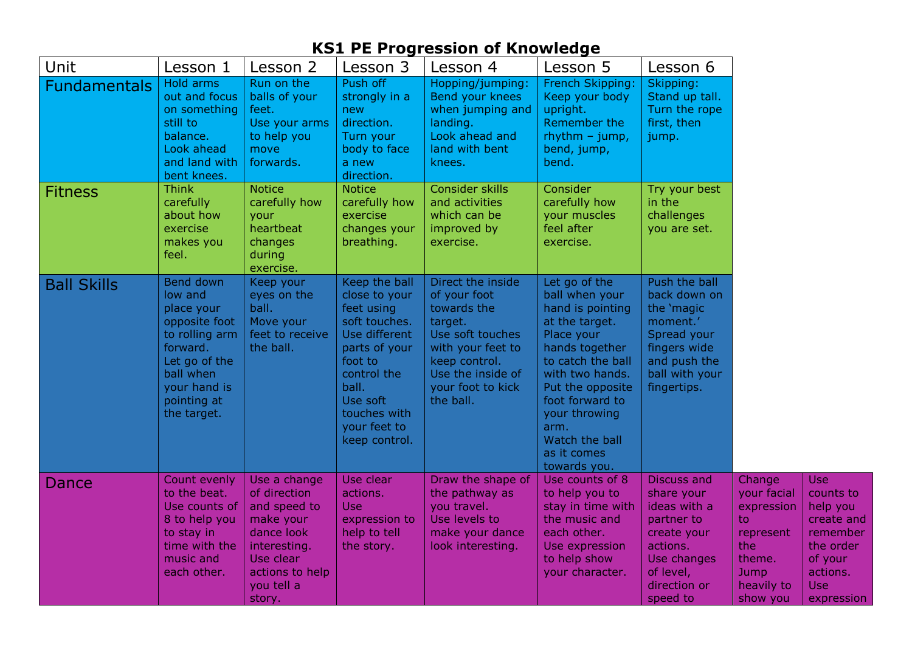# KS1 PE Progression of Knowledge

| Unit | Lesson 1 | Lesson 2 | Lesson 3 | Lesson 4 | Lesson 5 | Lesson 6 | | |
|---|---|---|---|---|---|---|---|---|
| Fundamentals | Hold arms out and focus on something still to balance. Look ahead and land with bent knees. | Run on the balls of your feet. Use your arms to help you move forwards. | Push off strongly in a new direction. Turn your body to face a new direction. | Hopping/jumping: Bend your knees when jumping and landing. Look ahead and land with bent knees. | French Skipping: Keep your body upright. Remember the rhythm – jump, bend, jump, bend. | Skipping: Stand up tall. Turn the rope first, then jump. | | |
| Fitness | Think carefully about how exercise makes you feel. | Notice carefully how your heartbeat changes during exercise. | Notice carefully how exercise changes your breathing. | Consider skills and activities which can be improved by exercise. | Consider carefully how your muscles feel after exercise. | Try your best in the challenges you are set. | | |
| Ball Skills | Bend down low and place your opposite foot to rolling arm forward. Let go of the ball when your hand is pointing at the target. | Keep your eyes on the ball. Move your feet to receive the ball. | Keep the ball close to your feet using soft touches. Use different parts of your foot to control the ball. Use soft touches with your feet to keep control. | Direct the inside of your foot towards the target. Use soft touches with your feet to keep control. Use the inside of your foot to kick the ball. | Let go of the ball when your hand is pointing at the target. Place your hands together to catch the ball with two hands. Put the opposite foot forward to your throwing arm. Watch the ball as it comes towards you. | Push the ball back down on the 'magic moment.' Spread your fingers wide and push the ball with your fingertips. | | |
| Dance | Count evenly to the beat. Use counts of 8 to help you to stay in time with the music and each other. | Use a change of direction and speed to make your dance look interesting. Use clear actions to help you tell a story. | Use clear actions. Use expression to help to tell the story. | Draw the shape of the pathway as you travel. Use levels to make your dance look interesting. | Use counts of 8 to help you to stay in time with the music and each other. Use expression to help show your character. | Discuss and share your ideas with a partner to create your actions. Use changes of level, direction or speed to | Change your facial expression to represent the theme. Jump heavily to show you | Use counts to help you create and remember the order of your actions. Use expression |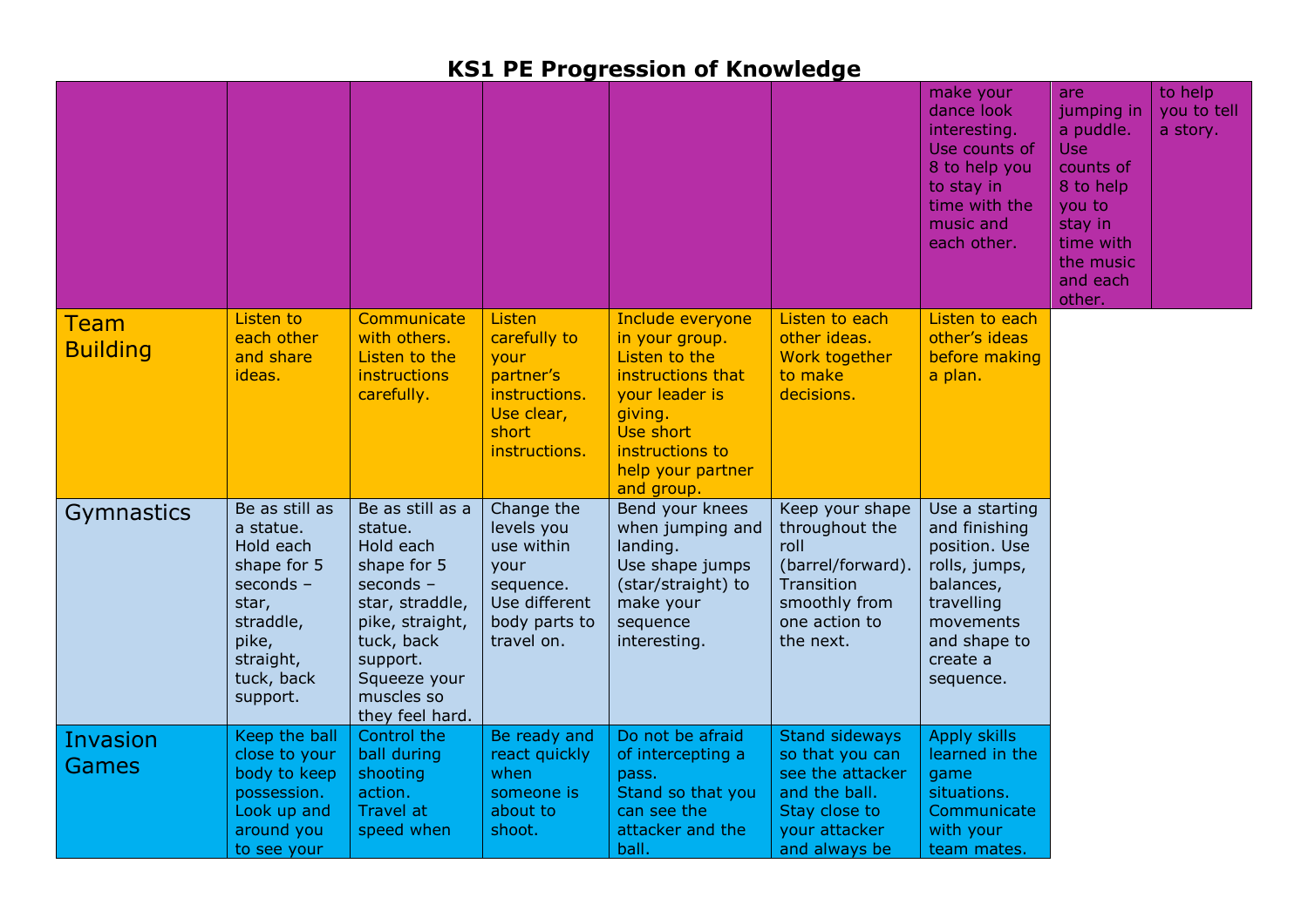# KS1 PE Progression of Knowledge

| | | | | | | | | |
|---|---|---|---|---|---|---|---|---|
| | | | | | | make your dance look interesting. Use counts of 8 to help you to stay in time with the music and each other. | are jumping in a puddle. Use counts of 8 to help you to stay in time with the music and each other. | to help you to tell a story. |
| Team Building | Listen to each other and share ideas. | Communicate with others. Listen to the instructions carefully. | Listen carefully to your partner's instructions. Use clear, short instructions. | Include everyone in your group. Listen to the instructions that your leader is giving. Use short instructions to help your partner and group. | Listen to each other ideas. Work together to make decisions. | Listen to each other's ideas before making a plan. | | |
| Gymnastics | Be as still as a statue. Hold each shape for 5 seconds – star, straddle, pike, straight, tuck, back support. | Be as still as a statue. Hold each shape for 5 seconds – star, straddle, pike, straight, tuck, back support. Squeeze your muscles so they feel hard. | Change the levels you use within your sequence. Use different body parts to travel on. | Bend your knees when jumping and landing. Use shape jumps (star/straight) to make your sequence interesting. | Keep your shape throughout the roll (barrel/forward). Transition smoothly from one action to the next. | Use a starting and finishing position. Use rolls, jumps, balances, travelling movements and shape to create a sequence. | | |
| Invasion Games | Keep the ball close to your body to keep possession. Look up and around you to see your | Control the ball during shooting action. Travel at speed when | Be ready and react quickly when someone is about to shoot. | Do not be afraid of intercepting a pass. Stand so that you can see the attacker and the ball. | Stand sideways so that you can see the attacker and the ball. Stay close to your attacker and always be | Apply skills learned in the game situations. Communicate with your team mates. | | |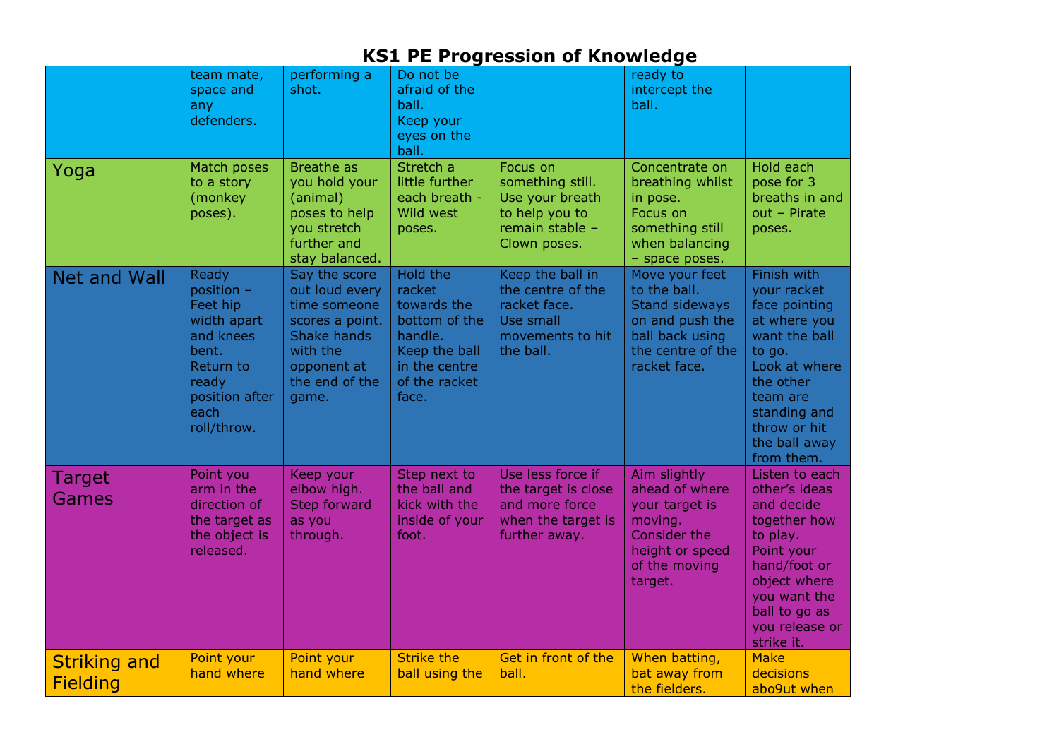# KS1 PE Progression of Knowledge

| | | | | | | |
|---|---|---|---|---|---|---|
| | team mate, space and any defenders. | performing a shot. | Do not be afraid of the ball.<br>Keep your eyes on the ball. | | ready to intercept the ball. | |
| Yoga | Match poses to a story (monkey poses). | Breathe as you hold your (animal) poses to help you stretch further and stay balanced. | Stretch a little further each breath - Wild west poses. | Focus on something still. Use your breath to help you to remain stable – Clown poses. | Concentrate on breathing whilst in pose.<br>Focus on something still when balancing – space poses. | Hold each pose for 3 breaths in and out – Pirate poses. |
| Net and Wall | Ready position – Feet hip width apart and knees bent.<br>Return to ready position after each roll/throw. | Say the score out loud every time someone scores a point.<br>Shake hands with the opponent at the end of the game. | Hold the racket towards the bottom of the handle.<br>Keep the ball in the centre of the racket face. | Keep the ball in the centre of the racket face.<br>Use small movements to hit the ball. | Move your feet to the ball.<br>Stand sideways on and push the ball back using the centre of the racket face. | Finish with your racket face pointing at where you want the ball to go.<br>Look at where the other team are standing and throw or hit the ball away from them. |
| Target Games | Point you arm in the direction of the target as the object is released. | Keep your elbow high.<br>Step forward as you through. | Step next to the ball and kick with the inside of your foot. | Use less force if the target is close and more force when the target is further away. | Aim slightly ahead of where your target is moving.<br>Consider the height or speed of the moving target. | Listen to each other's ideas and decide together how to play.<br>Point your hand/foot or object where you want the ball to go as you release or strike it. |
| Striking and Fielding | Point your hand where | Point your hand where | Strike the ball using the | Get in front of the ball. | When batting, bat away from the fielders. | Make decisions abo9ut when |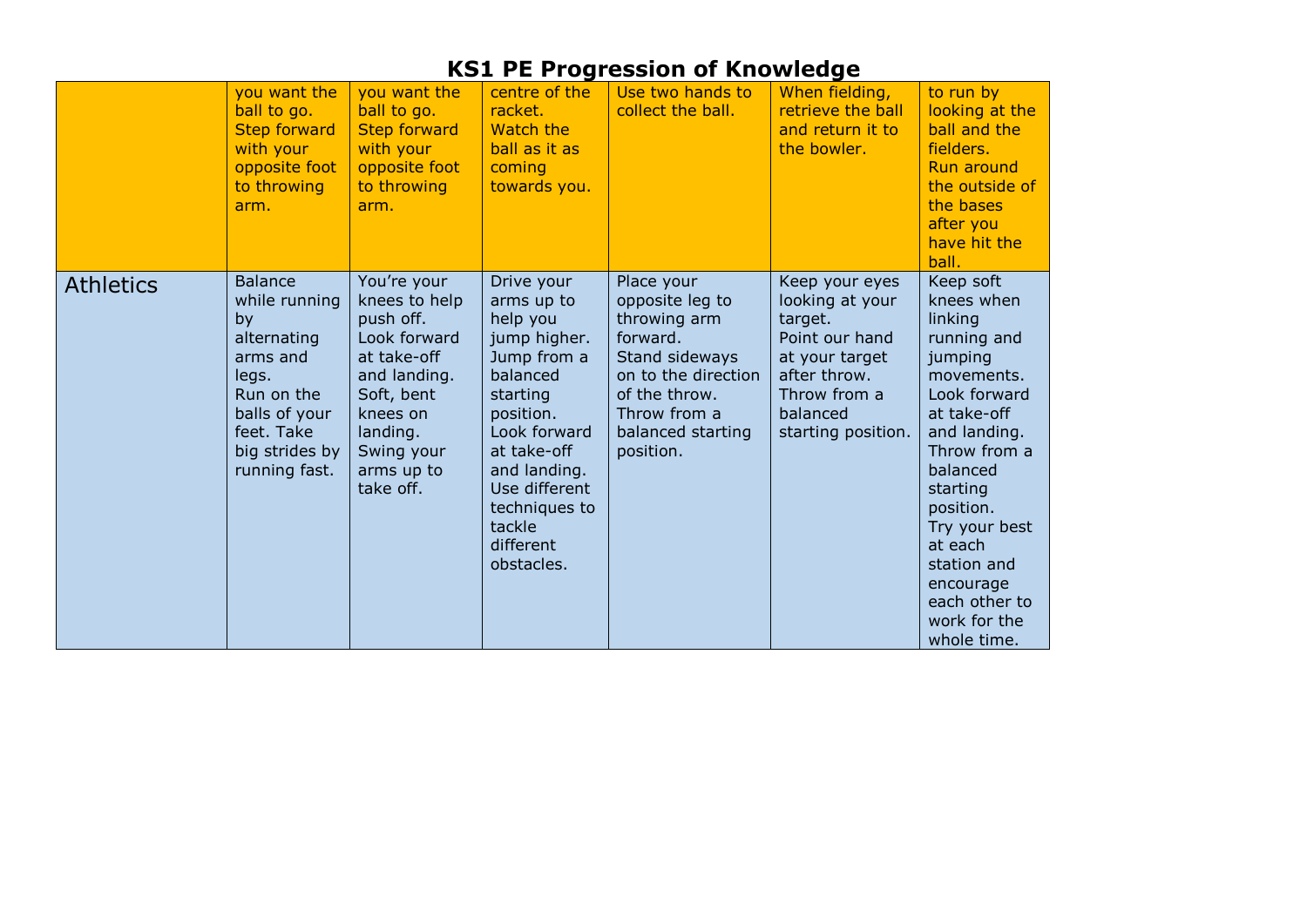# KS1 PE Progression of Knowledge

| | | | | | | |
|---|---|---|---|---|---|---|
| | you want the ball to go. Step forward with your opposite foot to throwing arm. | you want the ball to go. Step forward with your opposite foot to throwing arm. | centre of the racket. Watch the ball as it as coming towards you. | Use two hands to collect the ball. | When fielding, retrieve the ball and return it to the bowler. | to run by looking at the ball and the fielders. Run around the outside of the bases after you have hit the ball. |
| Athletics | Balance while running by alternating arms and legs. Run on the balls of your feet. Take big strides by running fast. | You're your knees to help push off. Look forward at take-off and landing. Soft, bent knees on landing. Swing your arms up to take off. | Drive your arms up to help you jump higher. Jump from a balanced starting position. Look forward at take-off and landing. Use different techniques to tackle different obstacles. | Place your opposite leg to throwing arm forward. Stand sideways on to the direction of the throw. Throw from a balanced starting position. | Keep your eyes looking at your target. Point our hand at your target after throw. Throw from a balanced starting position. | Keep soft knees when linking running and jumping movements. Look forward at take-off and landing. Throw from a balanced starting position. Try your best at each station and encourage each other to work for the whole time. |